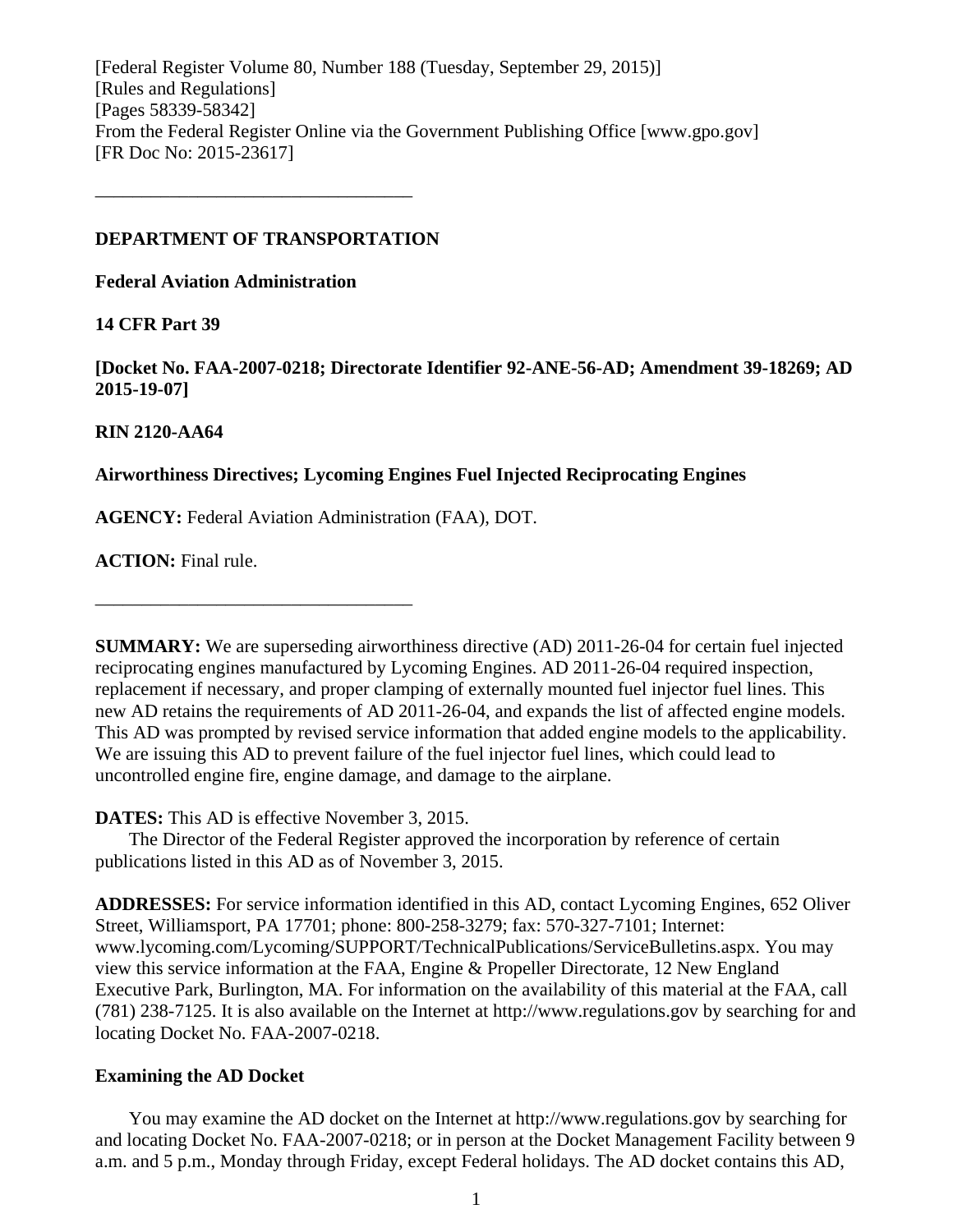[Federal Register Volume 80, Number 188 (Tuesday, September 29, 2015)]
[Rules and Regulations]
[Pages 58339-58342]
From the Federal Register Online via the Government Publishing Office [www.gpo.gov]
[FR Doc No: 2015-23617]

---

**DEPARTMENT OF TRANSPORTATION**

**Federal Aviation Administration**

**14 CFR Part 39**

**[Docket No. FAA-2007-0218; Directorate Identifier 92-ANE-56-AD; Amendment 39-18269; AD 2015-19-07]**

**RIN 2120-AA64**

**Airworthiness Directives; Lycoming Engines Fuel Injected Reciprocating Engines**

**AGENCY:** Federal Aviation Administration (FAA), DOT.

**ACTION:** Final rule.

---

**SUMMARY:** We are superseding airworthiness directive (AD) 2011-26-04 for certain fuel injected reciprocating engines manufactured by Lycoming Engines. AD 2011-26-04 required inspection, replacement if necessary, and proper clamping of externally mounted fuel injector fuel lines. This new AD retains the requirements of AD 2011-26-04, and expands the list of affected engine models. This AD was prompted by revised service information that added engine models to the applicability. We are issuing this AD to prevent failure of the fuel injector fuel lines, which could lead to uncontrolled engine fire, engine damage, and damage to the airplane.

**DATES:** This AD is effective November 3, 2015.

The Director of the Federal Register approved the incorporation by reference of certain publications listed in this AD as of November 3, 2015.

**ADDRESSES:** For service information identified in this AD, contact Lycoming Engines, 652 Oliver Street, Williamsport, PA 17701; phone: 800-258-3279; fax: 570-327-7101; Internet: www.lycoming.com/Lycoming/SUPPORT/TechnicalPublications/ServiceBulletins.aspx. You may view this service information at the FAA, Engine & Propeller Directorate, 12 New England Executive Park, Burlington, MA. For information on the availability of this material at the FAA, call (781) 238-7125. It is also available on the Internet at http://www.regulations.gov by searching for and locating Docket No. FAA-2007-0218.

### Examining the AD Docket

You may examine the AD docket on the Internet at http://www.regulations.gov by searching for and locating Docket No. FAA-2007-0218; or in person at the Docket Management Facility between 9 a.m. and 5 p.m., Monday through Friday, except Federal holidays. The AD docket contains this AD,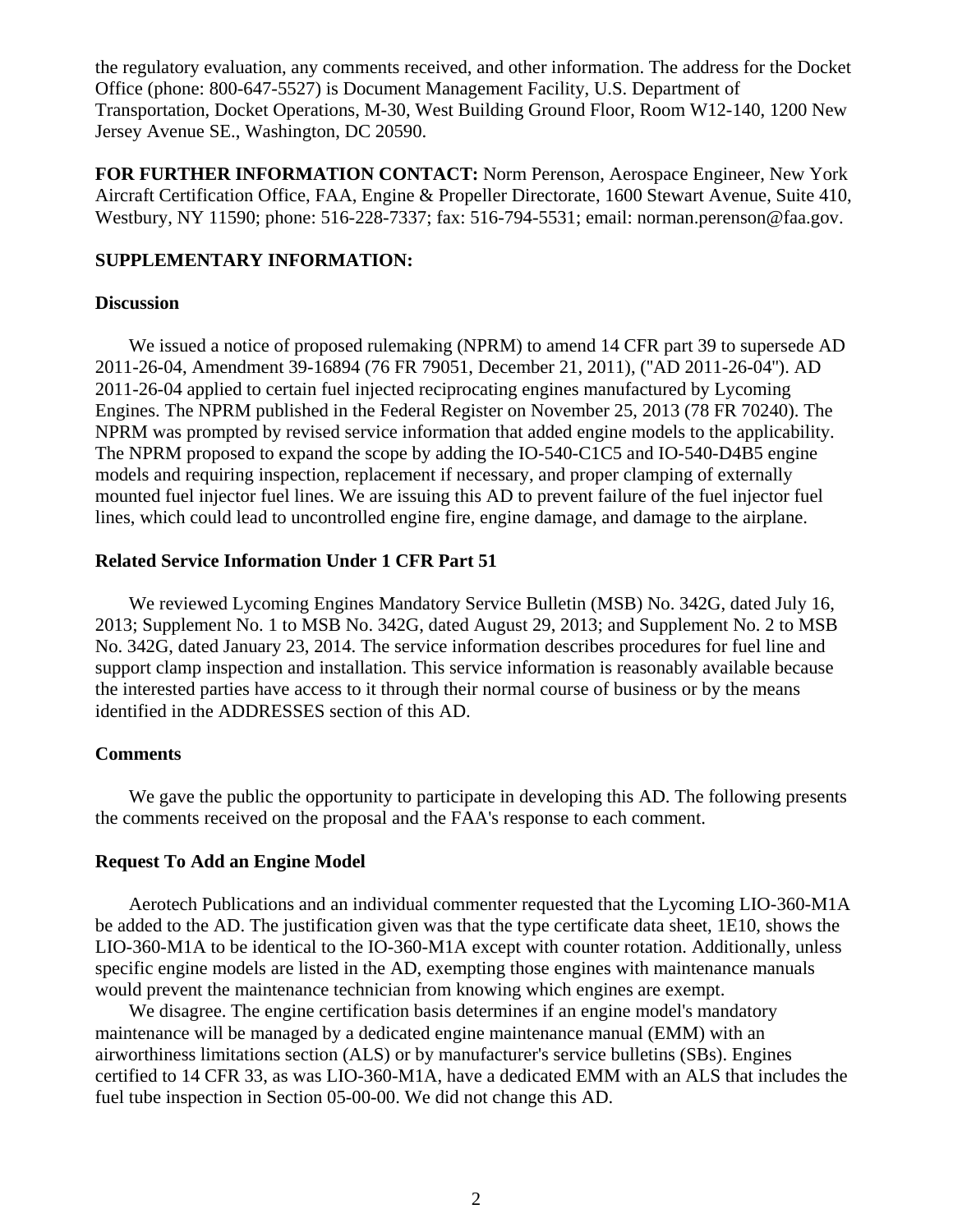the regulatory evaluation, any comments received, and other information. The address for the Docket Office (phone: 800-647-5527) is Document Management Facility, U.S. Department of Transportation, Docket Operations, M-30, West Building Ground Floor, Room W12-140, 1200 New Jersey Avenue SE., Washington, DC 20590.

**FOR FURTHER INFORMATION CONTACT:** Norm Perenson, Aerospace Engineer, New York Aircraft Certification Office, FAA, Engine & Propeller Directorate, 1600 Stewart Avenue, Suite 410, Westbury, NY 11590; phone: 516-228-7337; fax: 516-794-5531; email: norman.perenson@faa.gov.

**SUPPLEMENTARY INFORMATION:**

**Discussion**

We issued a notice of proposed rulemaking (NPRM) to amend 14 CFR part 39 to supersede AD 2011-26-04, Amendment 39-16894 (76 FR 79051, December 21, 2011), ("AD 2011-26-04"). AD 2011-26-04 applied to certain fuel injected reciprocating engines manufactured by Lycoming Engines. The NPRM published in the Federal Register on November 25, 2013 (78 FR 70240). The NPRM was prompted by revised service information that added engine models to the applicability. The NPRM proposed to expand the scope by adding the IO-540-C1C5 and IO-540-D4B5 engine models and requiring inspection, replacement if necessary, and proper clamping of externally mounted fuel injector fuel lines. We are issuing this AD to prevent failure of the fuel injector fuel lines, which could lead to uncontrolled engine fire, engine damage, and damage to the airplane.

**Related Service Information Under 1 CFR Part 51**

We reviewed Lycoming Engines Mandatory Service Bulletin (MSB) No. 342G, dated July 16, 2013; Supplement No. 1 to MSB No. 342G, dated August 29, 2013; and Supplement No. 2 to MSB No. 342G, dated January 23, 2014. The service information describes procedures for fuel line and support clamp inspection and installation. This service information is reasonably available because the interested parties have access to it through their normal course of business or by the means identified in the ADDRESSES section of this AD.

**Comments**

We gave the public the opportunity to participate in developing this AD. The following presents the comments received on the proposal and the FAA's response to each comment.

**Request To Add an Engine Model**

Aerotech Publications and an individual commenter requested that the Lycoming LIO-360-M1A be added to the AD. The justification given was that the type certificate data sheet, 1E10, shows the LIO-360-M1A to be identical to the IO-360-M1A except with counter rotation. Additionally, unless specific engine models are listed in the AD, exempting those engines with maintenance manuals would prevent the maintenance technician from knowing which engines are exempt.

We disagree. The engine certification basis determines if an engine model's mandatory maintenance will be managed by a dedicated engine maintenance manual (EMM) with an airworthiness limitations section (ALS) or by manufacturer's service bulletins (SBs). Engines certified to 14 CFR 33, as was LIO-360-M1A, have a dedicated EMM with an ALS that includes the fuel tube inspection in Section 05-00-00. We did not change this AD.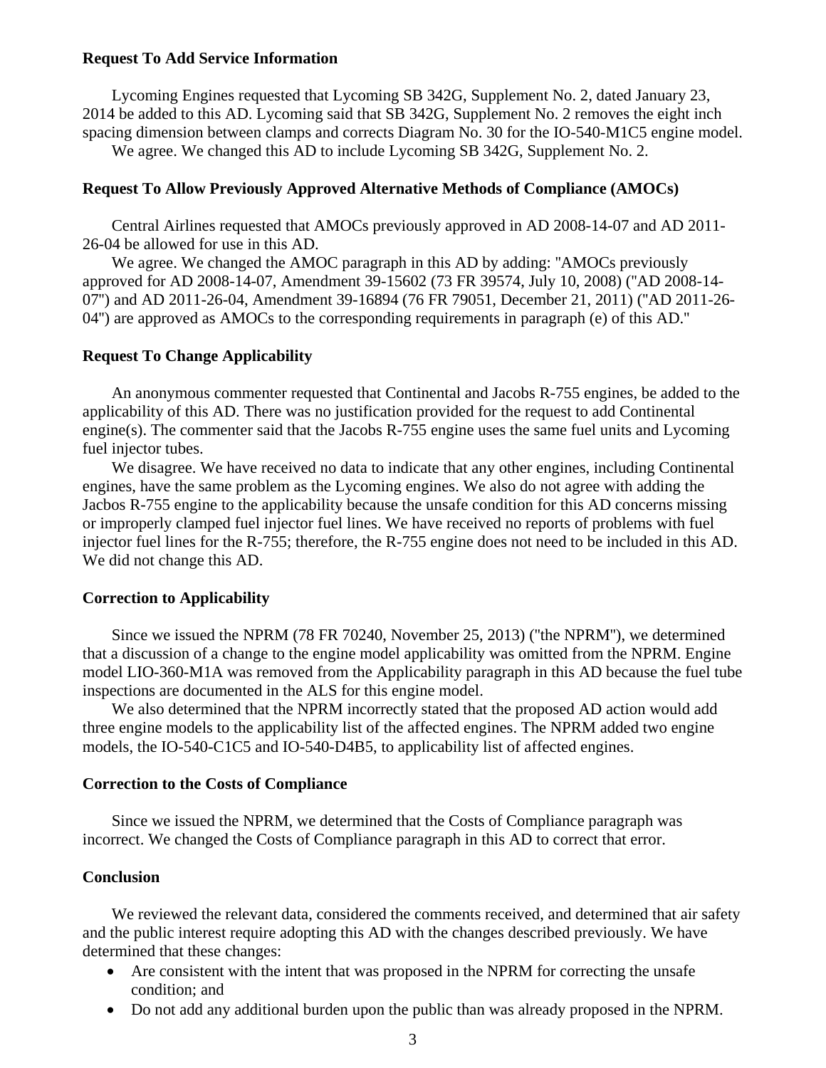**Request To Add Service Information**

Lycoming Engines requested that Lycoming SB 342G, Supplement No. 2, dated January 23, 2014 be added to this AD. Lycoming said that SB 342G, Supplement No. 2 removes the eight inch spacing dimension between clamps and corrects Diagram No. 30 for the IO-540-M1C5 engine model.

We agree. We changed this AD to include Lycoming SB 342G, Supplement No. 2.

**Request To Allow Previously Approved Alternative Methods of Compliance (AMOCs)**

Central Airlines requested that AMOCs previously approved in AD 2008-14-07 and AD 2011-26-04 be allowed for use in this AD.

We agree. We changed the AMOC paragraph in this AD by adding: "AMOCs previously approved for AD 2008-14-07, Amendment 39-15602 (73 FR 39574, July 10, 2008) ("AD 2008-14-07") and AD 2011-26-04, Amendment 39-16894 (76 FR 79051, December 21, 2011) ("AD 2011-26-04") are approved as AMOCs to the corresponding requirements in paragraph (e) of this AD."

**Request To Change Applicability**

An anonymous commenter requested that Continental and Jacobs R-755 engines, be added to the applicability of this AD. There was no justification provided for the request to add Continental engine(s). The commenter said that the Jacobs R-755 engine uses the same fuel units and Lycoming fuel injector tubes.

We disagree. We have received no data to indicate that any other engines, including Continental engines, have the same problem as the Lycoming engines. We also do not agree with adding the Jacbos R-755 engine to the applicability because the unsafe condition for this AD concerns missing or improperly clamped fuel injector fuel lines. We have received no reports of problems with fuel injector fuel lines for the R-755; therefore, the R-755 engine does not need to be included in this AD. We did not change this AD.

**Correction to Applicability**

Since we issued the NPRM (78 FR 70240, November 25, 2013) ("the NPRM"), we determined that a discussion of a change to the engine model applicability was omitted from the NPRM. Engine model LIO-360-M1A was removed from the Applicability paragraph in this AD because the fuel tube inspections are documented in the ALS for this engine model.

We also determined that the NPRM incorrectly stated that the proposed AD action would add three engine models to the applicability list of the affected engines. The NPRM added two engine models, the IO-540-C1C5 and IO-540-D4B5, to applicability list of affected engines.

**Correction to the Costs of Compliance**

Since we issued the NPRM, we determined that the Costs of Compliance paragraph was incorrect. We changed the Costs of Compliance paragraph in this AD to correct that error.

**Conclusion**

We reviewed the relevant data, considered the comments received, and determined that air safety and the public interest require adopting this AD with the changes described previously. We have determined that these changes:

- Are consistent with the intent that was proposed in the NPRM for correcting the unsafe condition; and
- Do not add any additional burden upon the public than was already proposed in the NPRM.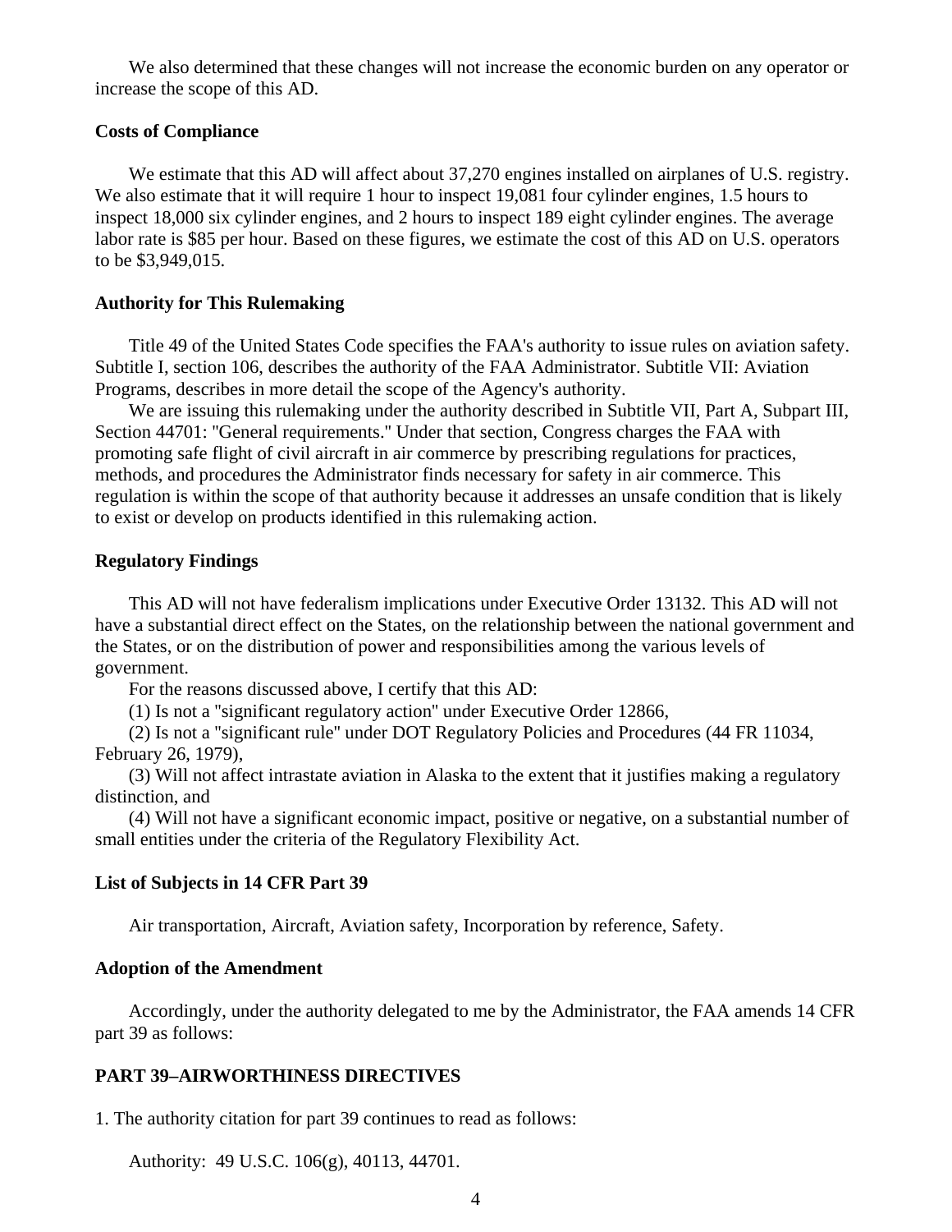We also determined that these changes will not increase the economic burden on any operator or increase the scope of this AD.

### Costs of Compliance

We estimate that this AD will affect about 37,270 engines installed on airplanes of U.S. registry. We also estimate that it will require 1 hour to inspect 19,081 four cylinder engines, 1.5 hours to inspect 18,000 six cylinder engines, and 2 hours to inspect 189 eight cylinder engines. The average labor rate is $85 per hour. Based on these figures, we estimate the cost of this AD on U.S. operators to be $3,949,015.

### Authority for This Rulemaking

Title 49 of the United States Code specifies the FAA's authority to issue rules on aviation safety. Subtitle I, section 106, describes the authority of the FAA Administrator. Subtitle VII: Aviation Programs, describes in more detail the scope of the Agency's authority.

We are issuing this rulemaking under the authority described in Subtitle VII, Part A, Subpart III, Section 44701: "General requirements." Under that section, Congress charges the FAA with promoting safe flight of civil aircraft in air commerce by prescribing regulations for practices, methods, and procedures the Administrator finds necessary for safety in air commerce. This regulation is within the scope of that authority because it addresses an unsafe condition that is likely to exist or develop on products identified in this rulemaking action.

### Regulatory Findings

This AD will not have federalism implications under Executive Order 13132. This AD will not have a substantial direct effect on the States, on the relationship between the national government and the States, or on the distribution of power and responsibilities among the various levels of government.

For the reasons discussed above, I certify that this AD:

(1) Is not a "significant regulatory action" under Executive Order 12866,

(2) Is not a "significant rule" under DOT Regulatory Policies and Procedures (44 FR 11034, February 26, 1979),

(3) Will not affect intrastate aviation in Alaska to the extent that it justifies making a regulatory distinction, and

(4) Will not have a significant economic impact, positive or negative, on a substantial number of small entities under the criteria of the Regulatory Flexibility Act.

### List of Subjects in 14 CFR Part 39

Air transportation, Aircraft, Aviation safety, Incorporation by reference, Safety.

### Adoption of the Amendment

Accordingly, under the authority delegated to me by the Administrator, the FAA amends 14 CFR part 39 as follows:

### PART 39–AIRWORTHINESS DIRECTIVES

1. The authority citation for part 39 continues to read as follows:

Authority: 49 U.S.C. 106(g), 40113, 44701.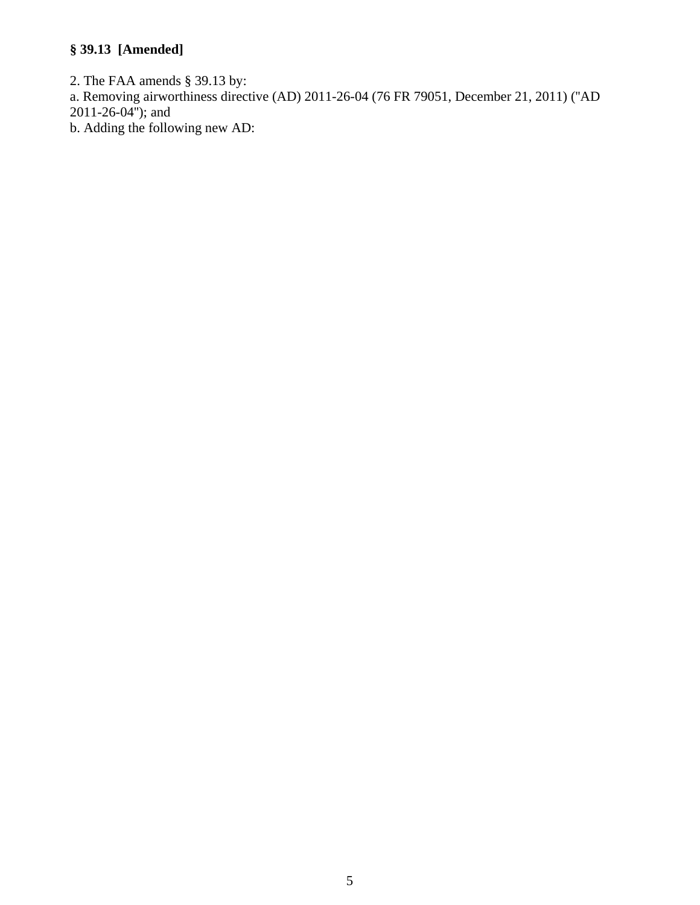**§ 39.13 [Amended]**

2. The FAA amends § 39.13 by:

a. Removing airworthiness directive (AD) 2011-26-04 (76 FR 79051, December 21, 2011) ("AD 2011-26-04"); and

b. Adding the following new AD: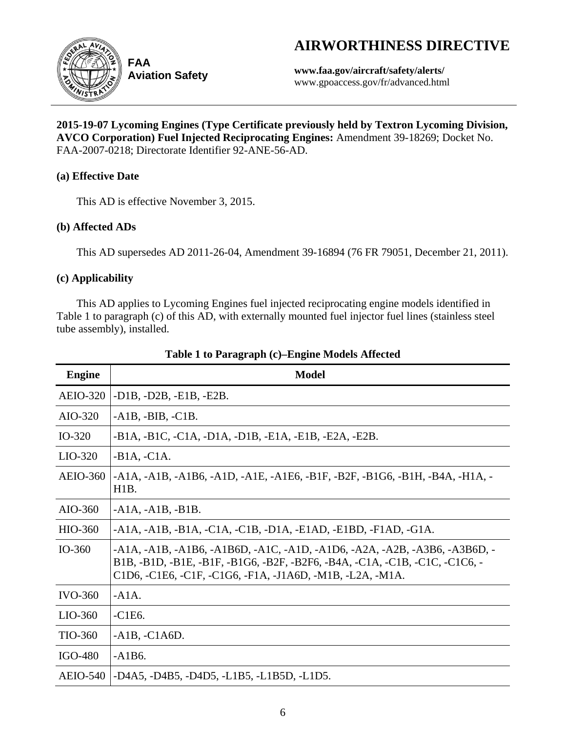# AIRWORTHINESS DIRECTIVE

**FAA Aviation Safety**

**www.faa.gov/aircraft/safety/alerts/**
www.gpoaccess.gov/fr/advanced.html

**2015-19-07 Lycoming Engines (Type Certificate previously held by Textron Lycoming Division, AVCO Corporation) Fuel Injected Reciprocating Engines:** Amendment 39-18269; Docket No. FAA-2007-0218; Directorate Identifier 92-ANE-56-AD.

**(a) Effective Date**

This AD is effective November 3, 2015.

**(b) Affected ADs**

This AD supersedes AD 2011-26-04, Amendment 39-16894 (76 FR 79051, December 21, 2011).

**(c) Applicability**

This AD applies to Lycoming Engines fuel injected reciprocating engine models identified in Table 1 to paragraph (c) of this AD, with externally mounted fuel injector fuel lines (stainless steel tube assembly), installed.

**Table 1 to Paragraph (c)–Engine Models Affected**

| Engine | Model |
|---|---|
| AEIO-320 | -D1B, -D2B, -E1B, -E2B. |
| AIO-320 | -A1B, -BIB, -C1B. |
| IO-320 | -B1A, -B1C, -C1A, -D1A, -D1B, -E1A, -E1B, -E2A, -E2B. |
| LIO-320 | -B1A, -C1A. |
| AEIO-360 | -A1A, -A1B, -A1B6, -A1D, -A1E, -A1E6, -B1F, -B2F, -B1G6, -B1H, -B4A, -H1A, -H1B. |
| AIO-360 | -A1A, -A1B, -B1B. |
| HIO-360 | -A1A, -A1B, -B1A, -C1A, -C1B, -D1A, -E1AD, -E1BD, -F1AD, -G1A. |
| IO-360 | -A1A, -A1B, -A1B6, -A1B6D, -A1C, -A1D, -A1D6, -A2A, -A2B, -A3B6, -A3B6D, -B1B, -B1D, -B1E, -B1F, -B1G6, -B2F, -B2F6, -B4A, -C1A, -C1B, -C1C, -C1C6, -C1D6, -C1E6, -C1F, -C1G6, -F1A, -J1A6D, -M1B, -L2A, -M1A. |
| IVO-360 | -A1A. |
| LIO-360 | -C1E6. |
| TIO-360 | -A1B, -C1A6D. |
| IGO-480 | -A1B6. |
| AEIO-540 | -D4A5, -D4B5, -D4D5, -L1B5, -L1B5D, -L1D5. |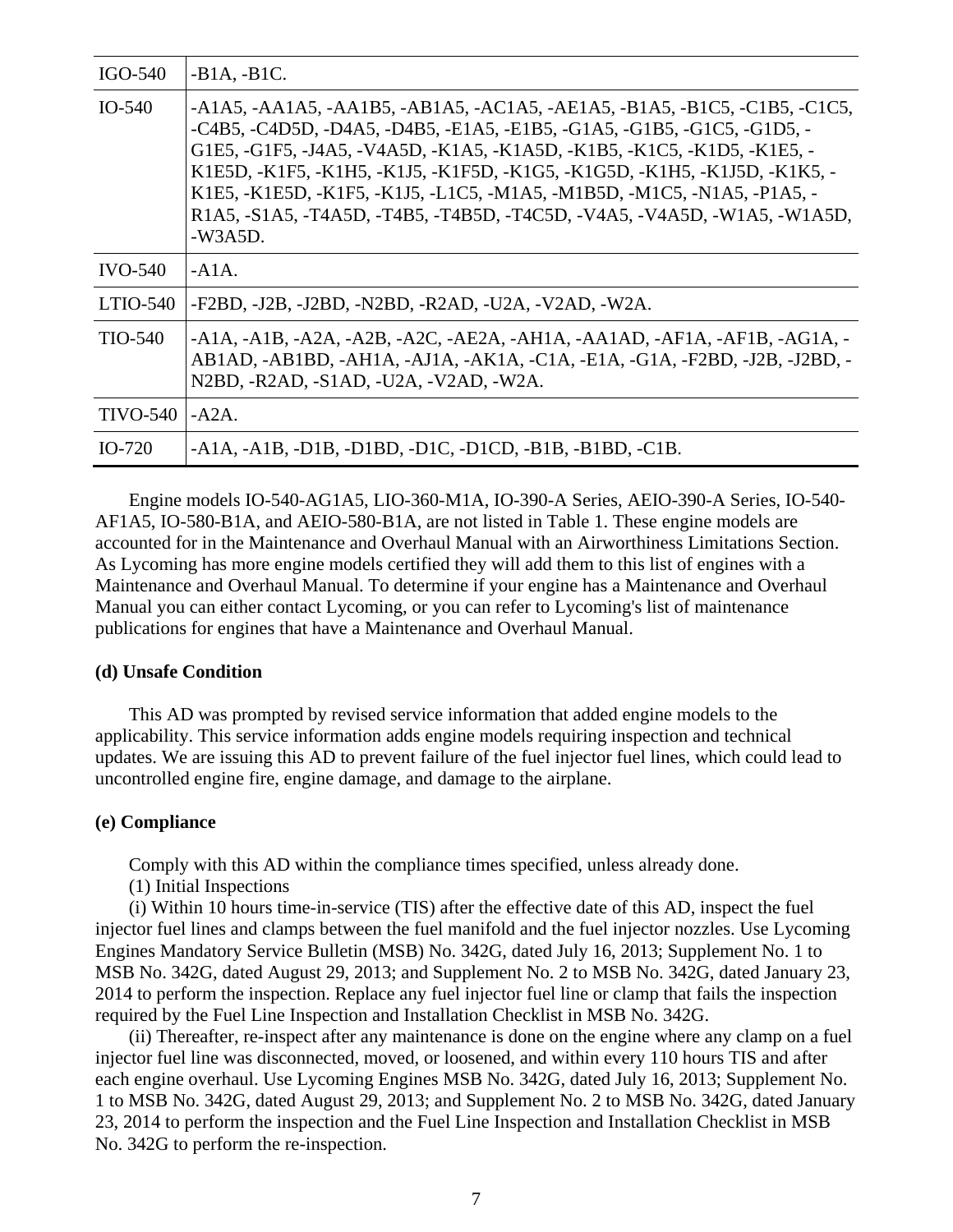| | |
|---|---|
| IGO-540 | -B1A, -B1C. |
| IO-540 | -A1A5, -AA1A5, -AA1B5, -AB1A5, -AC1A5, -AE1A5, -B1A5, -B1C5, -C1B5, -C1C5, -C4B5, -C4D5D, -D4A5, -D4B5, -E1A5, -E1B5, -G1A5, -G1B5, -G1C5, -G1D5, -G1E5, -G1F5, -J4A5, -V4A5D, -K1A5, -K1A5D, -K1B5, -K1C5, -K1D5, -K1E5, -K1E5D, -K1F5, -K1H5, -K1J5, -K1F5D, -K1G5, -K1G5D, -K1H5, -K1J5D, -K1K5, -K1E5, -K1E5D, -K1F5, -K1J5, -L1C5, -M1A5, -M1B5D, -M1C5, -N1A5, -P1A5, -R1A5, -S1A5, -T4A5D, -T4B5, -T4B5D, -T4C5D, -V4A5, -V4A5D, -W1A5, -W1A5D, -W3A5D. |
| IVO-540 | -A1A. |
| LTIO-540 | -F2BD, -J2B, -J2BD, -N2BD, -R2AD, -U2A, -V2AD, -W2A. |
| TIO-540 | -A1A, -A1B, -A2A, -A2B, -A2C, -AE2A, -AH1A, -AA1AD, -AF1A, -AF1B, -AG1A, -AB1AD, -AB1BD, -AH1A, -AJ1A, -AK1A, -C1A, -E1A, -G1A, -F2BD, -J2B, -J2BD, -N2BD, -R2AD, -S1AD, -U2A, -V2AD, -W2A. |
| TIVO-540 | -A2A. |
| IO-720 | -A1A, -A1B, -D1B, -D1BD, -D1C, -D1CD, -B1B, -B1BD, -C1B. |

Engine models IO-540-AG1A5, LIO-360-M1A, IO-390-A Series, AEIO-390-A Series, IO-540-AF1A5, IO-580-B1A, and AEIO-580-B1A, are not listed in Table 1. These engine models are accounted for in the Maintenance and Overhaul Manual with an Airworthiness Limitations Section. As Lycoming has more engine models certified they will add them to this list of engines with a Maintenance and Overhaul Manual. To determine if your engine has a Maintenance and Overhaul Manual you can either contact Lycoming, or you can refer to Lycoming's list of maintenance publications for engines that have a Maintenance and Overhaul Manual.

**(d) Unsafe Condition**

This AD was prompted by revised service information that added engine models to the applicability. This service information adds engine models requiring inspection and technical updates. We are issuing this AD to prevent failure of the fuel injector fuel lines, which could lead to uncontrolled engine fire, engine damage, and damage to the airplane.

**(e) Compliance**

Comply with this AD within the compliance times specified, unless already done.

(1) Initial Inspections

(i) Within 10 hours time-in-service (TIS) after the effective date of this AD, inspect the fuel injector fuel lines and clamps between the fuel manifold and the fuel injector nozzles. Use Lycoming Engines Mandatory Service Bulletin (MSB) No. 342G, dated July 16, 2013; Supplement No. 1 to MSB No. 342G, dated August 29, 2013; and Supplement No. 2 to MSB No. 342G, dated January 23, 2014 to perform the inspection. Replace any fuel injector fuel line or clamp that fails the inspection required by the Fuel Line Inspection and Installation Checklist in MSB No. 342G.

(ii) Thereafter, re-inspect after any maintenance is done on the engine where any clamp on a fuel injector fuel line was disconnected, moved, or loosened, and within every 110 hours TIS and after each engine overhaul. Use Lycoming Engines MSB No. 342G, dated July 16, 2013; Supplement No. 1 to MSB No. 342G, dated August 29, 2013; and Supplement No. 2 to MSB No. 342G, dated January 23, 2014 to perform the inspection and the Fuel Line Inspection and Installation Checklist in MSB No. 342G to perform the re-inspection.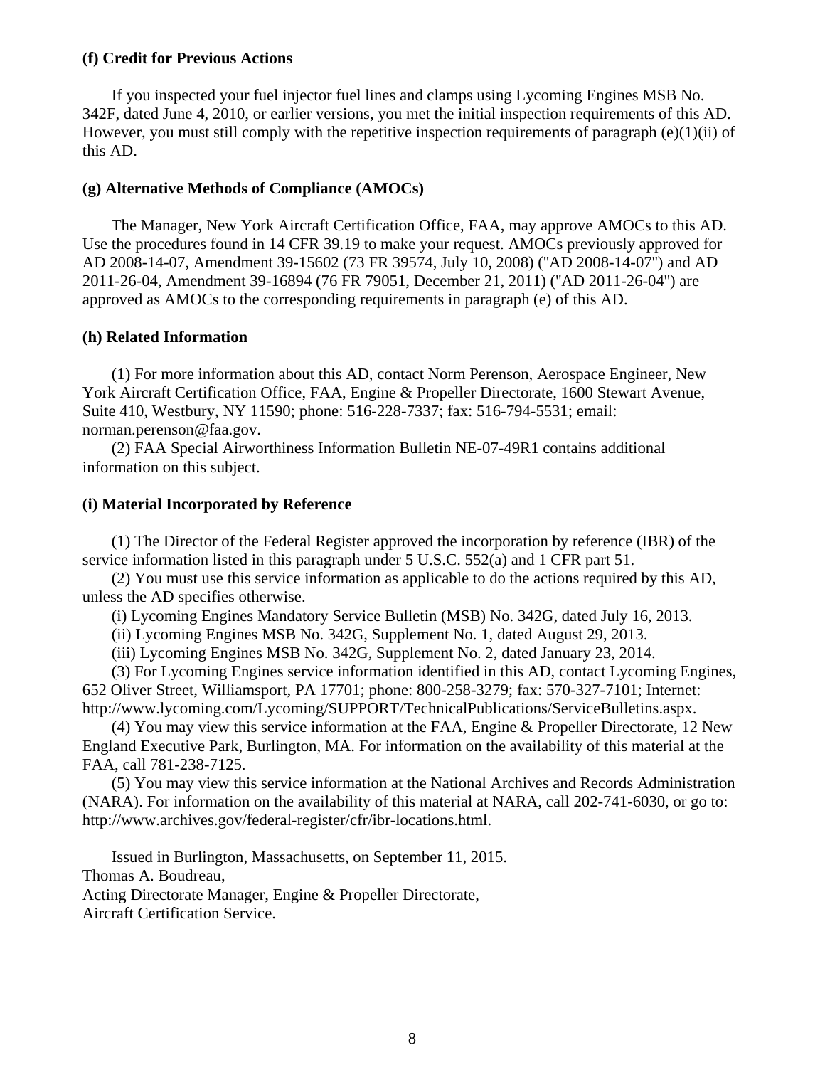**(f) Credit for Previous Actions**

If you inspected your fuel injector fuel lines and clamps using Lycoming Engines MSB No. 342F, dated June 4, 2010, or earlier versions, you met the initial inspection requirements of this AD. However, you must still comply with the repetitive inspection requirements of paragraph (e)(1)(ii) of this AD.

**(g) Alternative Methods of Compliance (AMOCs)**

The Manager, New York Aircraft Certification Office, FAA, may approve AMOCs to this AD. Use the procedures found in 14 CFR 39.19 to make your request. AMOCs previously approved for AD 2008-14-07, Amendment 39-15602 (73 FR 39574, July 10, 2008) ("AD 2008-14-07") and AD 2011-26-04, Amendment 39-16894 (76 FR 79051, December 21, 2011) ("AD 2011-26-04") are approved as AMOCs to the corresponding requirements in paragraph (e) of this AD.

**(h) Related Information**

(1) For more information about this AD, contact Norm Perenson, Aerospace Engineer, New York Aircraft Certification Office, FAA, Engine & Propeller Directorate, 1600 Stewart Avenue, Suite 410, Westbury, NY 11590; phone: 516-228-7337; fax: 516-794-5531; email: norman.perenson@faa.gov.

(2) FAA Special Airworthiness Information Bulletin NE-07-49R1 contains additional information on this subject.

**(i) Material Incorporated by Reference**

(1) The Director of the Federal Register approved the incorporation by reference (IBR) of the service information listed in this paragraph under 5 U.S.C. 552(a) and 1 CFR part 51.

(2) You must use this service information as applicable to do the actions required by this AD, unless the AD specifies otherwise.

(i) Lycoming Engines Mandatory Service Bulletin (MSB) No. 342G, dated July 16, 2013.

(ii) Lycoming Engines MSB No. 342G, Supplement No. 1, dated August 29, 2013.

(iii) Lycoming Engines MSB No. 342G, Supplement No. 2, dated January 23, 2014.

(3) For Lycoming Engines service information identified in this AD, contact Lycoming Engines, 652 Oliver Street, Williamsport, PA 17701; phone: 800-258-3279; fax: 570-327-7101; Internet: http://www.lycoming.com/Lycoming/SUPPORT/TechnicalPublications/ServiceBulletins.aspx.

(4) You may view this service information at the FAA, Engine & Propeller Directorate, 12 New England Executive Park, Burlington, MA. For information on the availability of this material at the FAA, call 781-238-7125.

(5) You may view this service information at the National Archives and Records Administration (NARA). For information on the availability of this material at NARA, call 202-741-6030, or go to: http://www.archives.gov/federal-register/cfr/ibr-locations.html.

Issued in Burlington, Massachusetts, on September 11, 2015.

Thomas A. Boudreau,
Acting Directorate Manager, Engine & Propeller Directorate,
Aircraft Certification Service.